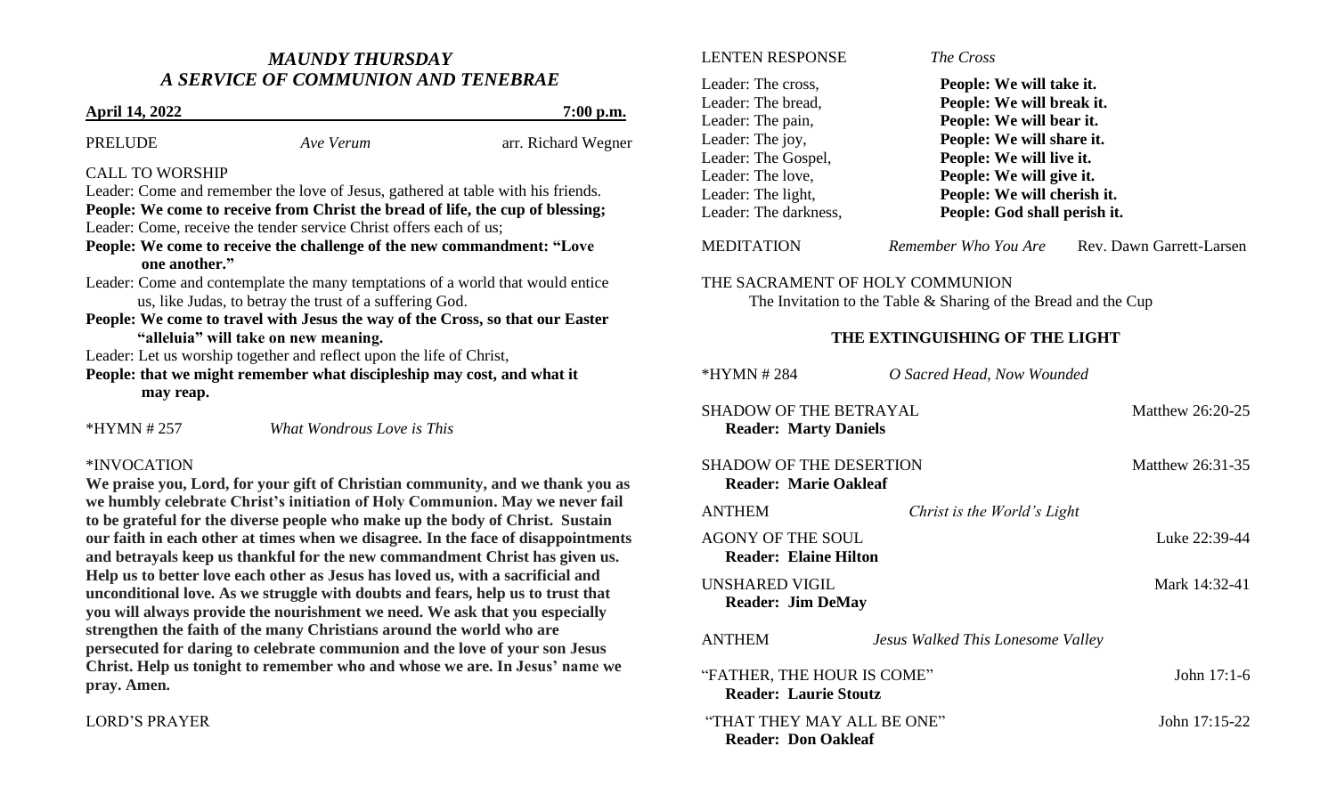# *MAUNDY THURSDAY*
# *A SERVICE OF COMMUNION AND TENEBRAE*

**April 14, 2022** **7:00 p.m.**

PRELUDE *Ave Verum* arr. Richard Wegner

CALL TO WORSHIP

Leader: Come and remember the love of Jesus, gathered at table with his friends.

**People: We come to receive from Christ the bread of life, the cup of blessing;**

Leader: Come, receive the tender service Christ offers each of us;

**People: We come to receive the challenge of the new commandment: "Love one another."**

Leader: Come and contemplate the many temptations of a world that would entice us, like Judas, to betray the trust of a suffering God.

**People: We come to travel with Jesus the way of the Cross, so that our Easter "alleluia" will take on new meaning.**

Leader: Let us worship together and reflect upon the life of Christ,

**People: that we might remember what discipleship may cost, and what it may reap.**

\*HYMN # 257 *What Wondrous Love is This*

\*INVOCATION

**We praise you, Lord, for your gift of Christian community, and we thank you as we humbly celebrate Christ's initiation of Holy Communion. May we never fail to be grateful for the diverse people who make up the body of Christ. Sustain our faith in each other at times when we disagree. In the face of disappointments and betrayals keep us thankful for the new commandment Christ has given us. Help us to better love each other as Jesus has loved us, with a sacrificial and unconditional love. As we struggle with doubts and fears, help us to trust that you will always provide the nourishment we need. We ask that you especially strengthen the faith of the many Christians around the world who are persecuted for daring to celebrate communion and the love of your son Jesus Christ. Help us tonight to remember who and whose we are. In Jesus' name we pray. Amen.**

LORD'S PRAYER

LENTEN RESPONSE *The Cross*

Leader: The cross, **People: We will take it.**
Leader: The bread, **People: We will break it.**
Leader: The pain, **People: We will bear it.**
Leader: The joy, **People: We will share it.**
Leader: The Gospel, **People: We will live it.**
Leader: The love, **People: We will give it.**
Leader: The light, **People: We will cherish it.**
Leader: The darkness, **People: God shall perish it.**

MEDITATION *Remember Who You Are* Rev. Dawn Garrett-Larsen

THE SACRAMENT OF HOLY COMMUNION

The Invitation to the Table & Sharing of the Bread and the Cup

## THE EXTINGUISHING OF THE LIGHT

\*HYMN # 284 *O Sacred Head, Now Wounded*

SHADOW OF THE BETRAYAL Matthew 26:20-25
**Reader: Marty Daniels**

SHADOW OF THE DESERTION Matthew 26:31-35
**Reader: Marie Oakleaf**

ANTHEM *Christ is the World's Light*

AGONY OF THE SOUL Luke 22:39-44
**Reader: Elaine Hilton**

UNSHARED VIGIL Mark 14:32-41
**Reader: Jim DeMay**

ANTHEM *Jesus Walked This Lonesome Valley*

"FATHER, THE HOUR IS COME" John 17:1-6
**Reader: Laurie Stoutz**

"THAT THEY MAY ALL BE ONE" John 17:15-22
**Reader: Don Oakleaf**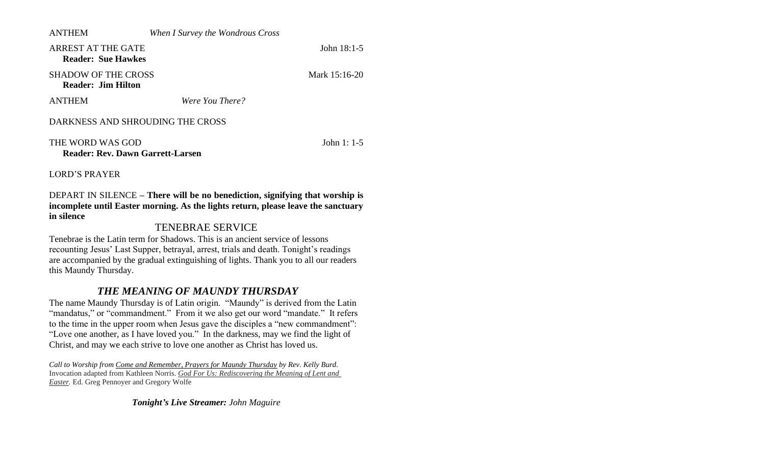ANTHEM *When I Survey the Wondrous Cross*

ARREST AT THE GATE John 18:1-5
**Reader: Sue Hawkes**

SHADOW OF THE CROSS Mark 15:16-20
**Reader: Jim Hilton**

ANTHEM *Were You There?*

DARKNESS AND SHROUDING THE CROSS

THE WORD WAS GOD John 1: 1-5
**Reader: Rev. Dawn Garrett-Larsen**

LORD'S PRAYER

DEPART IN SILENCE – **There will be no benediction, signifying that worship is incomplete until Easter morning. As the lights return, please leave the sanctuary in silence**

## TENEBRAE SERVICE

Tenebrae is the Latin term for Shadows. This is an ancient service of lessons recounting Jesus' Last Supper, betrayal, arrest, trials and death. Tonight's readings are accompanied by the gradual extinguishing of lights. Thank you to all our readers this Maundy Thursday.

## *THE MEANING OF MAUNDY THURSDAY*

The name Maundy Thursday is of Latin origin. "Maundy" is derived from the Latin "mandatus," or "commandment." From it we also get our word "mandate." It refers to the time in the upper room when Jesus gave the disciples a "new commandment": "Love one another, as I have loved you." In the darkness, may we find the light of Christ, and may we each strive to love one another as Christ has loved us.

*Call to Worship from Come and Remember, Prayers for Maundy Thursday by Rev. Kelly Burd.*
Invocation adapted from Kathleen Norris. *God For Us: Rediscovering the Meaning of Lent and Easter.* Ed. Greg Pennoyer and Gregory Wolfe

***Tonight's Live Streamer:*** *John Maguire*